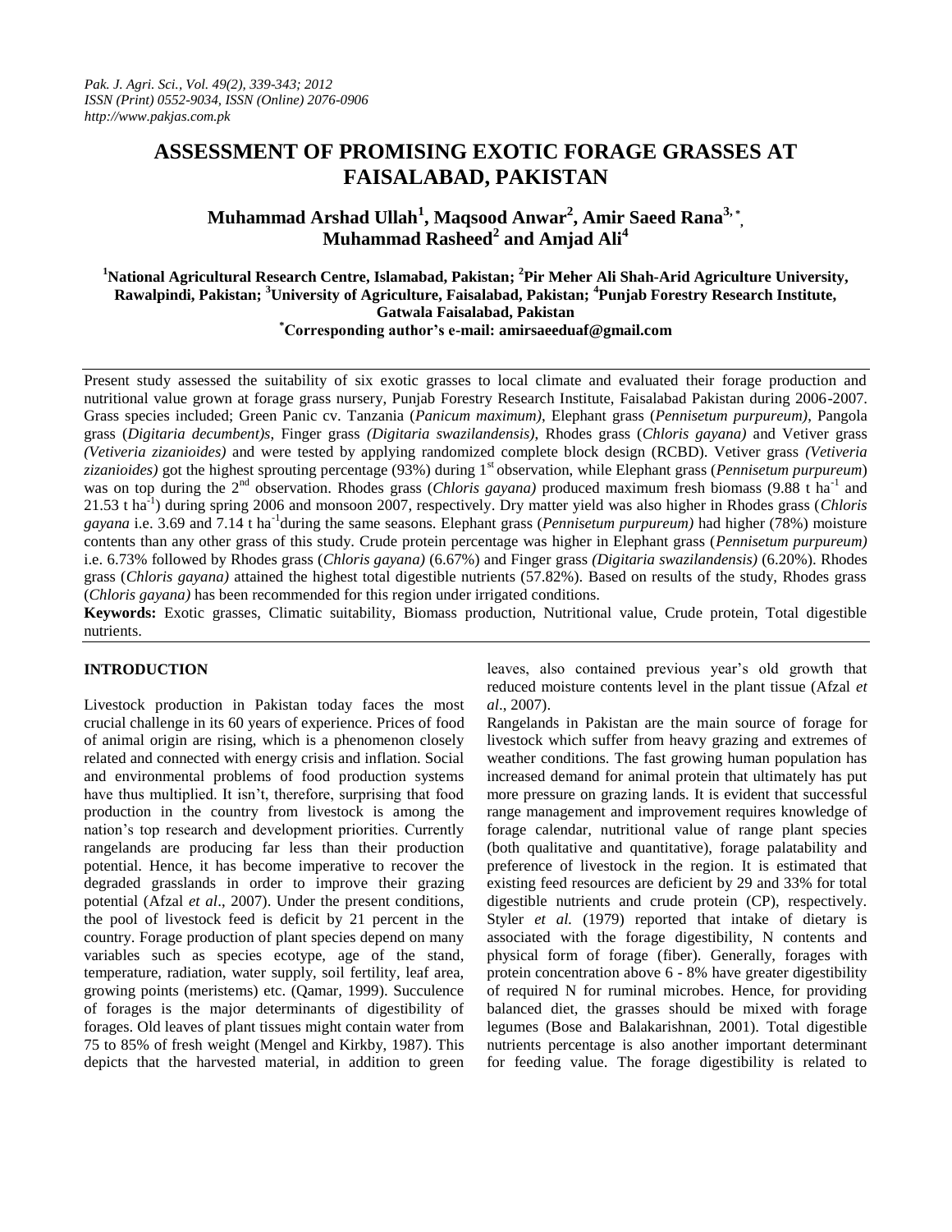# ASSESSMENT OF PROMISING EXOTIC FORAGE GRASSES AT FAISALABAD, PAKISTAN

**Muhammad Arshad Ullah[1], Maqsood Anwar[2], Amir Saeed Rana[3,*], Muhammad Rasheed[2] and Amjad Ali[4]**

**[1]National Agricultural Research Centre, Islamabad, Pakistan; [2]Pir Meher Ali Shah-Arid Agriculture University, Rawalpindi, Pakistan; [3]University of Agriculture, Faisalabad, Pakistan; [4]Punjab Forestry Research Institute, Gatwala Faisalabad, Pakistan**

**[*]Corresponding author's e-mail: amirsaeeduaf@gmail.com**

Present study assessed the suitability of six exotic grasses to local climate and evaluated their forage production and nutritional value grown at forage grass nursery, Punjab Forestry Research Institute, Faisalabad Pakistan during 2006-2007. Grass species included; Green Panic cv. Tanzania (*Panicum maximum*), Elephant grass (*Pennisetum purpureum*), Pangola grass (*Digitaria decumbent)s*, Finger grass *(Digitaria swazilandensis)*, Rhodes grass (*Chloris gayana)* and Vetiver grass *(Vetiveria zizanioides)* and were tested by applying randomized complete block design (RCBD). Vetiver grass *(Vetiveria zizanioides)* got the highest sprouting percentage (93%) during 1st observation, while Elephant grass (*Pennisetum purpureum*) was on top during the 2nd observation. Rhodes grass (*Chloris gayana)* produced maximum fresh biomass (9.88 t $ha^{-1}$ and 21.53 t $ha^{-1}$) during spring 2006 and monsoon 2007, respectively. Dry matter yield was also higher in Rhodes grass (*Chloris gayana* i.e. 3.69 and 7.14 t $ha^{-1}$during the same seasons. Elephant grass (*Pennisetum purpureum)* had higher (78%) moisture contents than any other grass of this study. Crude protein percentage was higher in Elephant grass (*Pennisetum purpureum)* i.e. 6.73% followed by Rhodes grass (*Chloris gayana)* (6.67%) and Finger grass *(Digitaria swazilandensis)* (6.20%). Rhodes grass (*Chloris gayana)* attained the highest total digestible nutrients (57.82%). Based on results of the study, Rhodes grass (*Chloris gayana)* has been recommended for this region under irrigated conditions.

**Keywords:** Exotic grasses, Climatic suitability, Biomass production, Nutritional value, Crude protein, Total digestible nutrients.

## INTRODUCTION

Livestock production in Pakistan today faces the most crucial challenge in its 60 years of experience. Prices of food of animal origin are rising, which is a phenomenon closely related and connected with energy crisis and inflation. Social and environmental problems of food production systems have thus multiplied. It isn't, therefore, surprising that food production in the country from livestock is among the nation's top research and development priorities. Currently rangelands are producing far less than their production potential. Hence, it has become imperative to recover the degraded grasslands in order to improve their grazing potential (Afzal *et al*., 2007). Under the present conditions, the pool of livestock feed is deficit by 21 percent in the country. Forage production of plant species depend on many variables such as species ecotype, age of the stand, temperature, radiation, water supply, soil fertility, leaf area, growing points (meristems) etc. (Qamar, 1999). Succulence of forages is the major determinants of digestibility of forages. Old leaves of plant tissues might contain water from 75 to 85% of fresh weight (Mengel and Kirkby, 1987). This depicts that the harvested material, in addition to green leaves, also contained previous year's old growth that reduced moisture contents level in the plant tissue (Afzal *et al*., 2007).

Rangelands in Pakistan are the main source of forage for livestock which suffer from heavy grazing and extremes of weather conditions. The fast growing human population has increased demand for animal protein that ultimately has put more pressure on grazing lands. It is evident that successful range management and improvement requires knowledge of forage calendar, nutritional value of range plant species (both qualitative and quantitative), forage palatability and preference of livestock in the region. It is estimated that existing feed resources are deficient by 29 and 33% for total digestible nutrients and crude protein (CP), respectively. Styler *et al.* (1979) reported that intake of dietary is associated with the forage digestibility, N contents and physical form of forage (fiber). Generally, forages with protein concentration above 6 - 8% have greater digestibility of required N for ruminal microbes. Hence, for providing balanced diet, the grasses should be mixed with forage legumes (Bose and Balakarishnan, 2001). Total digestible nutrients percentage is also another important determinant for feeding value. The forage digestibility is related to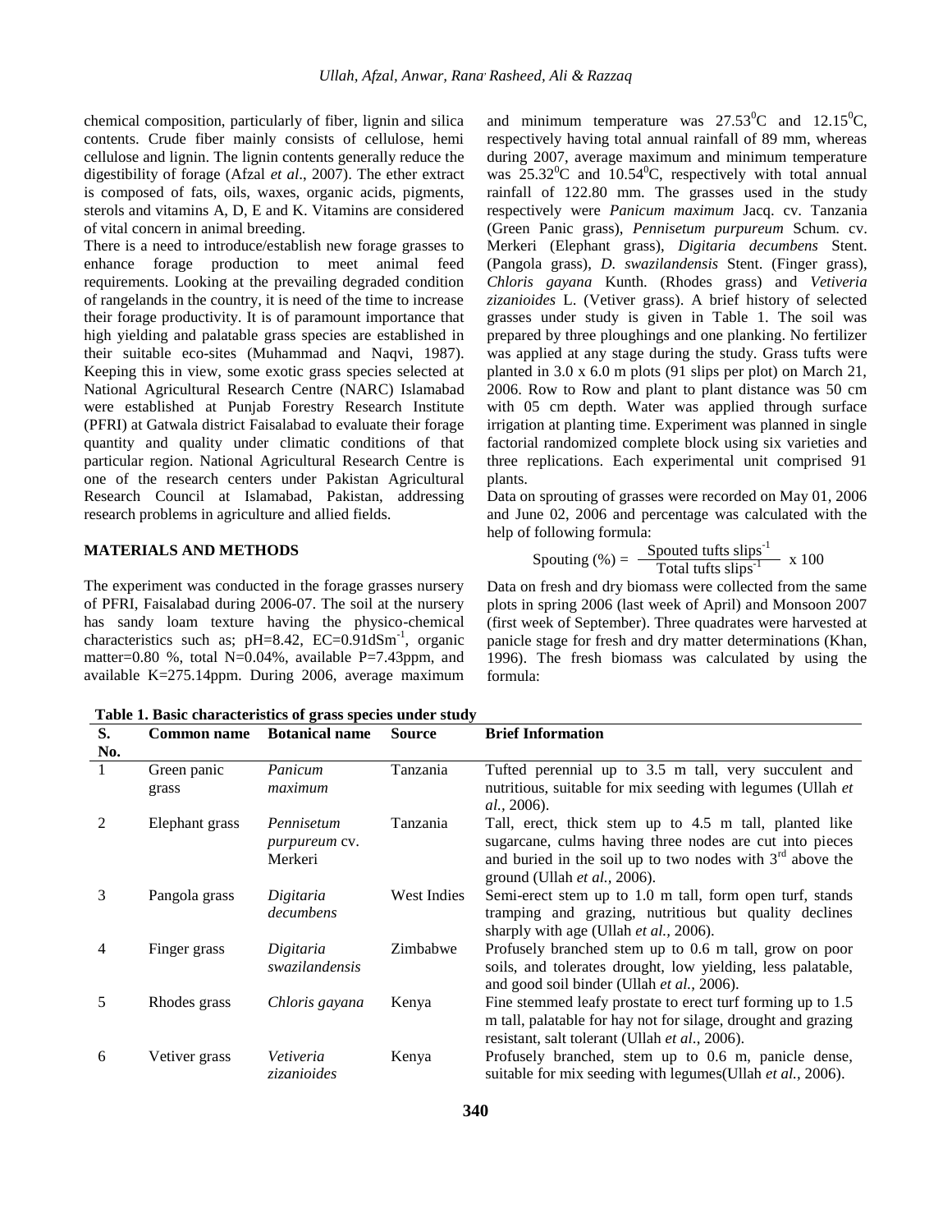chemical composition, particularly of fiber, lignin and silica contents. Crude fiber mainly consists of cellulose, hemi cellulose and lignin. The lignin contents generally reduce the digestibility of forage (Afzal *et al*., 2007). The ether extract is composed of fats, oils, waxes, organic acids, pigments, sterols and vitamins A, D, E and K. Vitamins are considered of vital concern in animal breeding.

There is a need to introduce/establish new forage grasses to enhance forage production to meet animal feed requirements. Looking at the prevailing degraded condition of rangelands in the country, it is need of the time to increase their forage productivity. It is of paramount importance that high yielding and palatable grass species are established in their suitable eco-sites (Muhammad and Naqvi, 1987). Keeping this in view, some exotic grass species selected at National Agricultural Research Centre (NARC) Islamabad were established at Punjab Forestry Research Institute (PFRI) at Gatwala district Faisalabad to evaluate their forage quantity and quality under climatic conditions of that particular region. National Agricultural Research Centre is one of the research centers under Pakistan Agricultural Research Council at Islamabad, Pakistan, addressing research problems in agriculture and allied fields.

## MATERIALS AND METHODS

The experiment was conducted in the forage grasses nursery of PFRI, Faisalabad during 2006-07. The soil at the nursery has sandy loam texture having the physico-chemical characteristics such as; pH=8.42, EC=0.91dSm$^{-1}$, organic matter=0.80 %, total N=0.04%, available P=7.43ppm, and available K=275.14ppm. During 2006, average maximum and minimum temperature was 27.53$^{0}$C and 12.15$^{0}$C, respectively having total annual rainfall of 89 mm, whereas during 2007, average maximum and minimum temperature was 25.32$^{0}$C and 10.54$^{0}$C, respectively with total annual rainfall of 122.80 mm. The grasses used in the study respectively were *Panicum maximum* Jacq. cv. Tanzania (Green Panic grass), *Pennisetum purpureum* Schum. cv. Merkeri (Elephant grass), *Digitaria decumbens* Stent. (Pangola grass), *D. swazilandensis* Stent. (Finger grass), *Chloris gayana* Kunth. (Rhodes grass) and *Vetiveria zizanioides* L. (Vetiver grass). A brief history of selected grasses under study is given in Table 1. The soil was prepared by three ploughings and one planking. No fertilizer was applied at any stage during the study. Grass tufts were planted in 3.0 x 6.0 m plots (91 slips per plot) on March 21, 2006. Row to Row and plant to plant distance was 50 cm with 05 cm depth. Water was applied through surface irrigation at planting time. Experiment was planned in single factorial randomized complete block using six varieties and three replications. Each experimental unit comprised 91 plants.

Data on sprouting of grasses were recorded on May 01, 2006 and June 02, 2006 and percentage was calculated with the help of following formula:

$$\text{Spouting (\%)} = \frac{\text{Spouted tufts slips}^{-1}}{\text{Total tufts slips}^{-1}} \times 100$$

Data on fresh and dry biomass were collected from the same plots in spring 2006 (last week of April) and Monsoon 2007 (first week of September). Three quadrates were harvested at panicle stage for fresh and dry matter determinations (Khan, 1996). The fresh biomass was calculated by using the formula:

**Table 1. Basic characteristics of grass species under study**

| S. No. | Common name | Botanical name | Source | Brief Information |
|---|---|---|---|---|
| 1 | Green panic grass | *Panicum maximum* | Tanzania | Tufted perennial up to 3.5 m tall, very succulent and nutritious, suitable for mix seeding with legumes (Ullah *et al.,* 2006). |
| 2 | Elephant grass | *Pennisetum purpureum* cv. Merkeri | Tanzania | Tall, erect, thick stem up to 4.5 m tall, planted like sugarcane, culms having three nodes are cut into pieces and buried in the soil up to two nodes with 3$^{rd}$ above the ground (Ullah *et al.,* 2006). |
| 3 | Pangola grass | *Digitaria decumbens* | West Indies | Semi-erect stem up to 1.0 m tall, form open turf, stands tramping and grazing, nutritious but quality declines sharply with age (Ullah *et al.,* 2006). |
| 4 | Finger grass | *Digitaria swazilandensis* | Zimbabwe | Profusely branched stem up to 0.6 m tall, grow on poor soils, and tolerates drought, low yielding, less palatable, and good soil binder (Ullah *et al.*, 2006). |
| 5 | Rhodes grass | *Chloris gayana* | Kenya | Fine stemmed leafy prostate to erect turf forming up to 1.5 m tall, palatable for hay not for silage, drought and grazing resistant, salt tolerant (Ullah *et al.*, 2006). |
| 6 | Vetiver grass | *Vetiveria zizanioides* | Kenya | Profusely branched, stem up to 0.6 m, panicle dense, suitable for mix seeding with legumes(Ullah *et al.,* 2006). |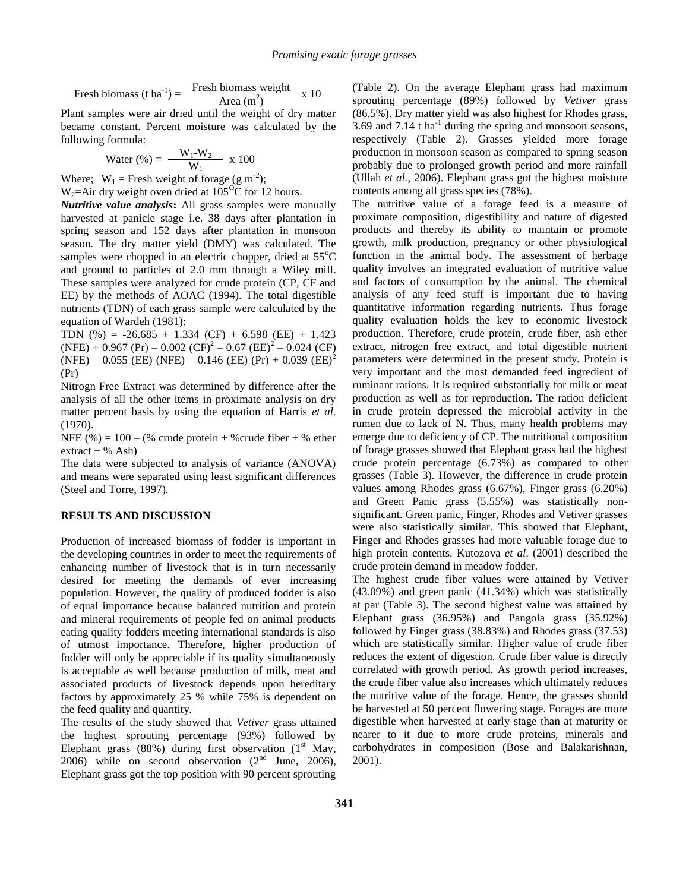$$\text{Fresh biomass (t ha}^{-1}\text{)} = \frac{\text{Fresh biomass weight}}{\text{Area (m}^2\text{)}} \times 10$$

Plant samples were air dried until the weight of dry matter became constant. Percent moisture was calculated by the following formula:

$$\text{Water (\%)} = \frac{W_1 - W_2}{W_1} \times 100$$

Where; $W_1$ = Fresh weight of forage (g $m^{-2}$);

$W_2$=Air dry weight oven dried at $105^{O}C$ for 12 hours.

***Nutritive value analysis*:** All grass samples were manually harvested at panicle stage i.e. 38 days after plantation in spring season and 152 days after plantation in monsoon season. The dry matter yield (DMY) was calculated. The samples were chopped in an electric chopper, dried at $55^{o}C$ and ground to particles of 2.0 mm through a Wiley mill. These samples were analyzed for crude protein (CP, CF and EE) by the methods of AOAC (1994). The total digestible nutrients (TDN) of each grass sample were calculated by the equation of Wardeh (1981):

$$\text{TDN (\%)} = -26.685 + 1.334\ (CF) + 6.598\ (EE) + 1.423\ (NFE) + 0.967\ (Pr) - 0.002\ (CF)^2 - 0.67\ (EE)^2 - 0.024\ (CF)\ (NFE) - 0.055\ (EE)\ (NFE) - 0.146\ (EE)\ (Pr) + 0.039\ (EE)^2\ (Pr)$$

Nitrogn Free Extract was determined by difference after the analysis of all the other items in proximate analysis on dry matter percent basis by using the equation of Harris *et al.* (1970).

NFE (%) = 100 – (% crude protein + %crude fiber + % ether extract + % Ash)

The data were subjected to analysis of variance (ANOVA) and means were separated using least significant differences (Steel and Torre, 1997).

## RESULTS AND DISCUSSION

Production of increased biomass of fodder is important in the developing countries in order to meet the requirements of enhancing number of livestock that is in turn necessarily desired for meeting the demands of ever increasing population. However, the quality of produced fodder is also of equal importance because balanced nutrition and protein and mineral requirements of people fed on animal products eating quality fodders meeting international standards is also of utmost importance. Therefore, higher production of fodder will only be appreciable if its quality simultaneously is acceptable as well because production of milk, meat and associated products of livestock depends upon hereditary factors by approximately 25 % while 75% is dependent on the feed quality and quantity.

The results of the study showed that *Vetiver* grass attained the highest sprouting percentage (93%) followed by Elephant grass (88%) during first observation (1st May, 2006) while on second observation (2nd June, 2006), Elephant grass got the top position with 90 percent sprouting (Table 2). On the average Elephant grass had maximum sprouting percentage (89%) followed by *Vetiver* grass (86.5%). Dry matter yield was also highest for Rhodes grass, 3.69 and 7.14 t ha$^{-1}$ during the spring and monsoon seasons, respectively (Table 2). Grasses yielded more forage production in monsoon season as compared to spring season probably due to prolonged growth period and more rainfall (Ullah *et al.*, 2006). Elephant grass got the highest moisture contents among all grass species (78%).

The nutritive value of a forage feed is a measure of proximate composition, digestibility and nature of digested products and thereby its ability to maintain or promote growth, milk production, pregnancy or other physiological function in the animal body. The assessment of herbage quality involves an integrated evaluation of nutritive value and factors of consumption by the animal. The chemical analysis of any feed stuff is important due to having quantitative information regarding nutrients. Thus forage quality evaluation holds the key to economic livestock production. Therefore, crude protein, crude fiber, ash ether extract, nitrogen free extract, and total digestible nutrient parameters were determined in the present study. Protein is very important and the most demanded feed ingredient of ruminant rations. It is required substantially for milk or meat production as well as for reproduction. The ration deficient in crude protein depressed the microbial activity in the rumen due to lack of N. Thus, many health problems may emerge due to deficiency of CP. The nutritional composition of forage grasses showed that Elephant grass had the highest crude protein percentage (6.73%) as compared to other grasses (Table 3). However, the difference in crude protein values among Rhodes grass (6.67%), Finger grass (6.20%) and Green Panic grass (5.55%) was statistically non-significant. Green panic, Finger, Rhodes and Vetiver grasses were also statistically similar. This showed that Elephant, Finger and Rhodes grasses had more valuable forage due to high protein contents. Kutozova *et al*. (2001) described the crude protein demand in meadow fodder.

The highest crude fiber values were attained by Vetiver (43.09%) and green panic (41.34%) which was statistically at par (Table 3). The second highest value was attained by Elephant grass (36.95%) and Pangola grass (35.92%) followed by Finger grass (38.83%) and Rhodes grass (37.53) which are statistically similar. Higher value of crude fiber reduces the extent of digestion. Crude fiber value is directly correlated with growth period. As growth period increases, the crude fiber value also increases which ultimately reduces the nutritive value of the forage. Hence, the grasses should be harvested at 50 percent flowering stage. Forages are more digestible when harvested at early stage than at maturity or nearer to it due to more crude proteins, minerals and carbohydrates in composition (Bose and Balakarishnan, 2001).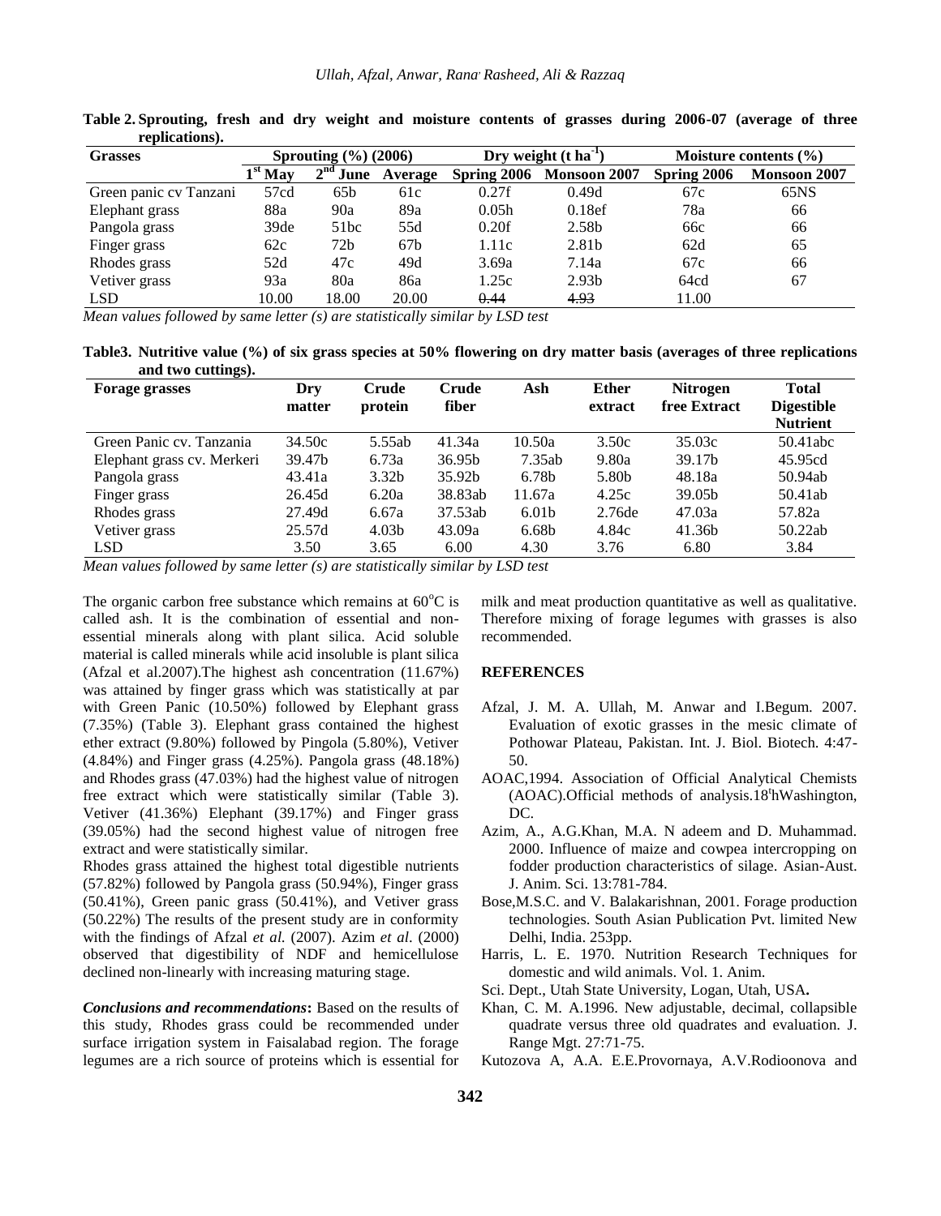**Table 2. Sprouting, fresh and dry weight and moisture contents of grasses during 2006-07 (average of three replications).**

| Grasses | Sprouting (%) (2006) | | | Dry weight (t ha$^{-1}$) | | Moisture contents (%) | |
|---|---|---|---|---|---|---|---|
| | 1$^{st}$ May | 2$^{nd}$ June | Average | Spring 2006 | Monsoon 2007 | Spring 2006 | Monsoon 2007 |
| Green panic cv Tanzani | 57cd | 65b | 61c | 0.27f | 0.49d | 67c | 65NS |
| Elephant grass | 88a | 90a | 89a | 0.05h | 0.18ef | 78a | 66 |
| Pangola grass | 39de | 51bc | 55d | 0.20f | 2.58b | 66c | 66 |
| Finger grass | 62c | 72b | 67b | 1.11c | 2.81b | 62d | 65 |
| Rhodes grass | 52d | 47c | 49d | 3.69a | 7.14a | 67c | 66 |
| Vetiver grass | 93a | 80a | 86a | 1.25c | 2.93b | 64cd | 67 |
| LSD | 10.00 | 18.00 | 20.00 | ~~0.44~~ | ~~4.93~~ | 11.00 | |

*Mean values followed by same letter (s) are statistically similar by LSD test*

**Table3. Nutritive value (%) of six grass species at 50% flowering on dry matter basis (averages of three replications and two cuttings).**

| Forage grasses | Dry matter | Crude protein | Crude fiber | Ash | Ether extract | Nitrogen free Extract | Total Digestible Nutrient |
|---|---|---|---|---|---|---|---|
| Green Panic cv. Tanzania | 34.50c | 5.55ab | 41.34a | 10.50a | 3.50c | 35.03c | 50.41abc |
| Elephant grass cv. Merkeri | 39.47b | 6.73a | 36.95b | 7.35ab | 9.80a | 39.17b | 45.95cd |
| Pangola grass | 43.41a | 3.32b | 35.92b | 6.78b | 5.80b | 48.18a | 50.94ab |
| Finger grass | 26.45d | 6.20a | 38.83ab | 11.67a | 4.25c | 39.05b | 50.41ab |
| Rhodes grass | 27.49d | 6.67a | 37.53ab | 6.01b | 2.76de | 47.03a | 57.82a |
| Vetiver grass | 25.57d | 4.03b | 43.09a | 6.68b | 4.84c | 41.36b | 50.22ab |
| LSD | 3.50 | 3.65 | 6.00 | 4.30 | 3.76 | 6.80 | 3.84 |

*Mean values followed by same letter (s) are statistically similar by LSD test*

The organic carbon free substance which remains at 60$^{o}$C is called ash. It is the combination of essential and non-essential minerals along with plant silica. Acid soluble material is called minerals while acid insoluble is plant silica (Afzal et al.2007).The highest ash concentration (11.67%) was attained by finger grass which was statistically at par with Green Panic (10.50%) followed by Elephant grass (7.35%) (Table 3). Elephant grass contained the highest ether extract (9.80%) followed by Pingola (5.80%), Vetiver (4.84%) and Finger grass (4.25%). Pangola grass (48.18%) and Rhodes grass (47.03%) had the highest value of nitrogen free extract which were statistically similar (Table 3). Vetiver (41.36%) Elephant (39.17%) and Finger grass (39.05%) had the second highest value of nitrogen free extract and were statistically similar.

Rhodes grass attained the highest total digestible nutrients (57.82%) followed by Pangola grass (50.94%), Finger grass (50.41%), Green panic grass (50.41%), and Vetiver grass (50.22%) The results of the present study are in conformity with the findings of Afzal *et al.* (2007). Azim *et al.* (2000) observed that digestibility of NDF and hemicellulose declined non-linearly with increasing maturing stage.

***Conclusions and recommendations*:** Based on the results of this study, Rhodes grass could be recommended under surface irrigation system in Faisalabad region. The forage legumes are a rich source of proteins which is essential for milk and meat production quantitative as well as qualitative. Therefore mixing of forage legumes with grasses is also recommended.

## REFERENCES

- Afzal, J. M. A. Ullah, M. Anwar and I.Begum. 2007. Evaluation of exotic grasses in the mesic climate of Pothowar Plateau, Pakistan. Int. J. Biol. Biotech. 4:47-50.
- AOAC,1994. Association of Official Analytical Chemists (AOAC).Official methods of analysis.18$^{t}$hWashington, DC.
- Azim, A., A.G.Khan, M.A. N adeem and D. Muhammad. 2000. Influence of maize and cowpea intercropping on fodder production characteristics of silage. Asian-Aust. J. Anim. Sci. 13:781-784.
- Bose,M.S.C. and V. Balakarishnan, 2001. Forage production technologies. South Asian Publication Pvt. limited New Delhi, India. 253pp.
- Harris, L. E. 1970. Nutrition Research Techniques for domestic and wild animals. Vol. 1. Anim.
- Sci. Dept., Utah State University, Logan, Utah, USA**.**
- Khan, C. M. A.1996. New adjustable, decimal, collapsible quadrate versus three old quadrates and evaluation. J. Range Mgt. 27:71-75.
- Kutozova A, A.A. E.E.Provornaya, A.V.Rodioonova and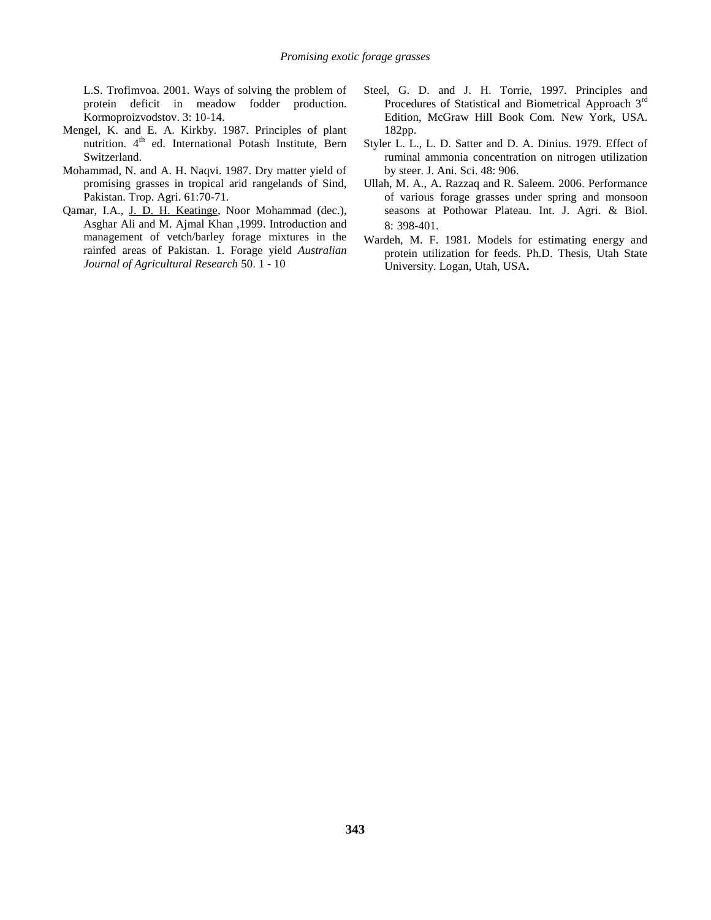L.S. Trofimvoa. 2001. Ways of solving the problem of protein deficit in meadow fodder production. Kormoproizvodstov. 3: 10-14.

Mengel, K. and E. A. Kirkby. 1987. Principles of plant nutrition. 4th ed. International Potash Institute, Bern Switzerland.

Mohammad, N. and A. H. Naqvi. 1987. Dry matter yield of promising grasses in tropical arid rangelands of Sind, Pakistan. Trop. Agri. 61:70-71.

Qamar, I.A., J. D. H. Keatinge, Noor Mohammad (dec.), Asghar Ali and M. Ajmal Khan ,1999. Introduction and management of vetch/barley forage mixtures in the rainfed areas of Pakistan. 1. Forage yield *Australian Journal of Agricultural Research* 50. 1 - 10

Steel, G. D. and J. H. Torrie, 1997. Principles and Procedures of Statistical and Biometrical Approach 3rd Edition, McGraw Hill Book Com. New York, USA. 182pp.

Styler L. L., L. D. Satter and D. A. Dinius. 1979. Effect of ruminal ammonia concentration on nitrogen utilization by steer. J. Ani. Sci. 48: 906.

Ullah, M. A., A. Razzaq and R. Saleem. 2006. Performance of various forage grasses under spring and monsoon seasons at Pothowar Plateau. Int. J. Agri. & Biol. 8: 398-401.

Wardeh, M. F. 1981. Models for estimating energy and protein utilization for feeds. Ph.D. Thesis, Utah State University. Logan, Utah, USA**.**